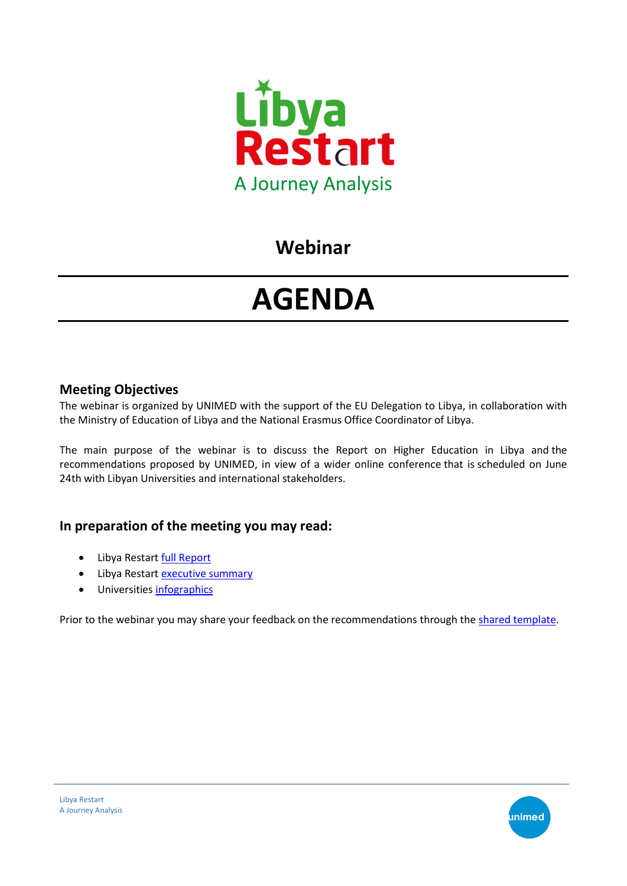Libya Restart

A Journey Analysis

## Webinar

# AGENDA

### Meeting Objectives

The webinar is organized by UNIMED with the support of the EU Delegation to Libya, in collaboration with the Ministry of Education of Libya and the National Erasmus Office Coordinator of Libya.

The main purpose of the webinar is to discuss the Report on Higher Education in Libya and the recommendations proposed by UNIMED, in view of a wider online conference that is scheduled on June 24th with Libyan Universities and international stakeholders.

### In preparation of the meeting you may read:

- Libya Restart full Report
- Libya Restart executive summary
- Universities infographics

Prior to the webinar you may share your feedback on the recommendations through the shared template.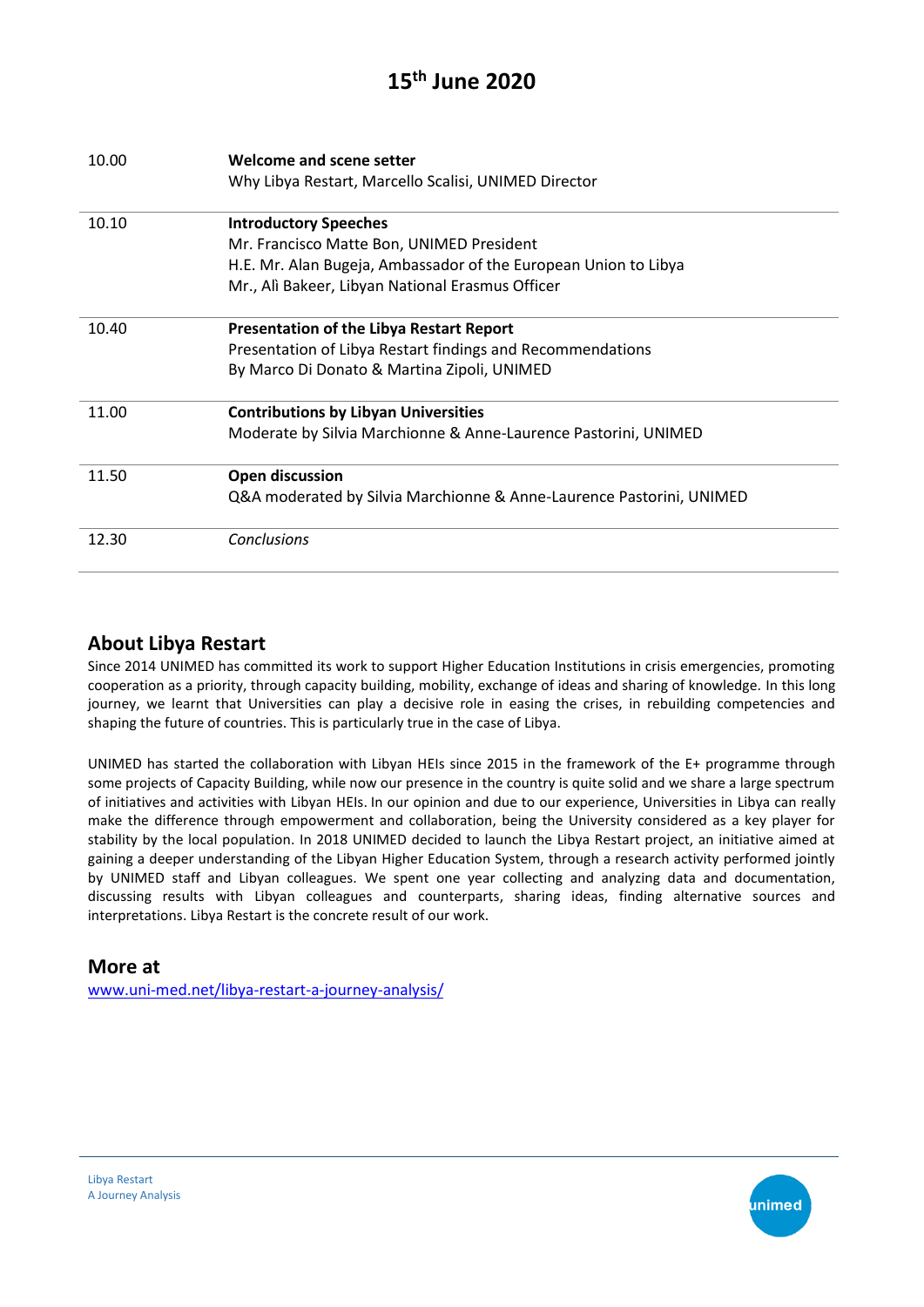# 15th June 2020

| | |
|---|---|
| 10.00 | **Welcome and scene setter**<br>Why Libya Restart, Marcello Scalisi, UNIMED Director |
| 10.10 | **Introductory Speeches**<br>Mr. Francisco Matte Bon, UNIMED President<br>H.E. Mr. Alan Bugeja, Ambassador of the European Union to Libya<br>Mr., Alì Bakeer, Libyan National Erasmus Officer |
| 10.40 | **Presentation of the Libya Restart Report**<br>Presentation of Libya Restart findings and Recommendations<br>By Marco Di Donato & Martina Zipoli, UNIMED |
| 11.00 | **Contributions by Libyan Universities**<br>Moderate by Silvia Marchionne & Anne-Laurence Pastorini, UNIMED |
| 11.50 | **Open discussion**<br>Q&A moderated by Silvia Marchionne & Anne-Laurence Pastorini, UNIMED |
| 12.30 | *Conclusions* |

## About Libya Restart

Since 2014 UNIMED has committed its work to support Higher Education Institutions in crisis emergencies, promoting cooperation as a priority, through capacity building, mobility, exchange of ideas and sharing of knowledge. In this long journey, we learnt that Universities can play a decisive role in easing the crises, in rebuilding competencies and shaping the future of countries. This is particularly true in the case of Libya.

UNIMED has started the collaboration with Libyan HEIs since 2015 in the framework of the E+ programme through some projects of Capacity Building, while now our presence in the country is quite solid and we share a large spectrum of initiatives and activities with Libyan HEIs. In our opinion and due to our experience, Universities in Libya can really make the difference through empowerment and collaboration, being the University considered as a key player for stability by the local population. In 2018 UNIMED decided to launch the Libya Restart project, an initiative aimed at gaining a deeper understanding of the Libyan Higher Education System, through a research activity performed jointly by UNIMED staff and Libyan colleagues. We spent one year collecting and analyzing data and documentation, discussing results with Libyan colleagues and counterparts, sharing ideas, finding alternative sources and interpretations. Libya Restart is the concrete result of our work.

## More at

[www.uni-med.net/libya-restart-a-journey-analysis/](http://www.uni-med.net/libya-restart-a-journey-analysis/)